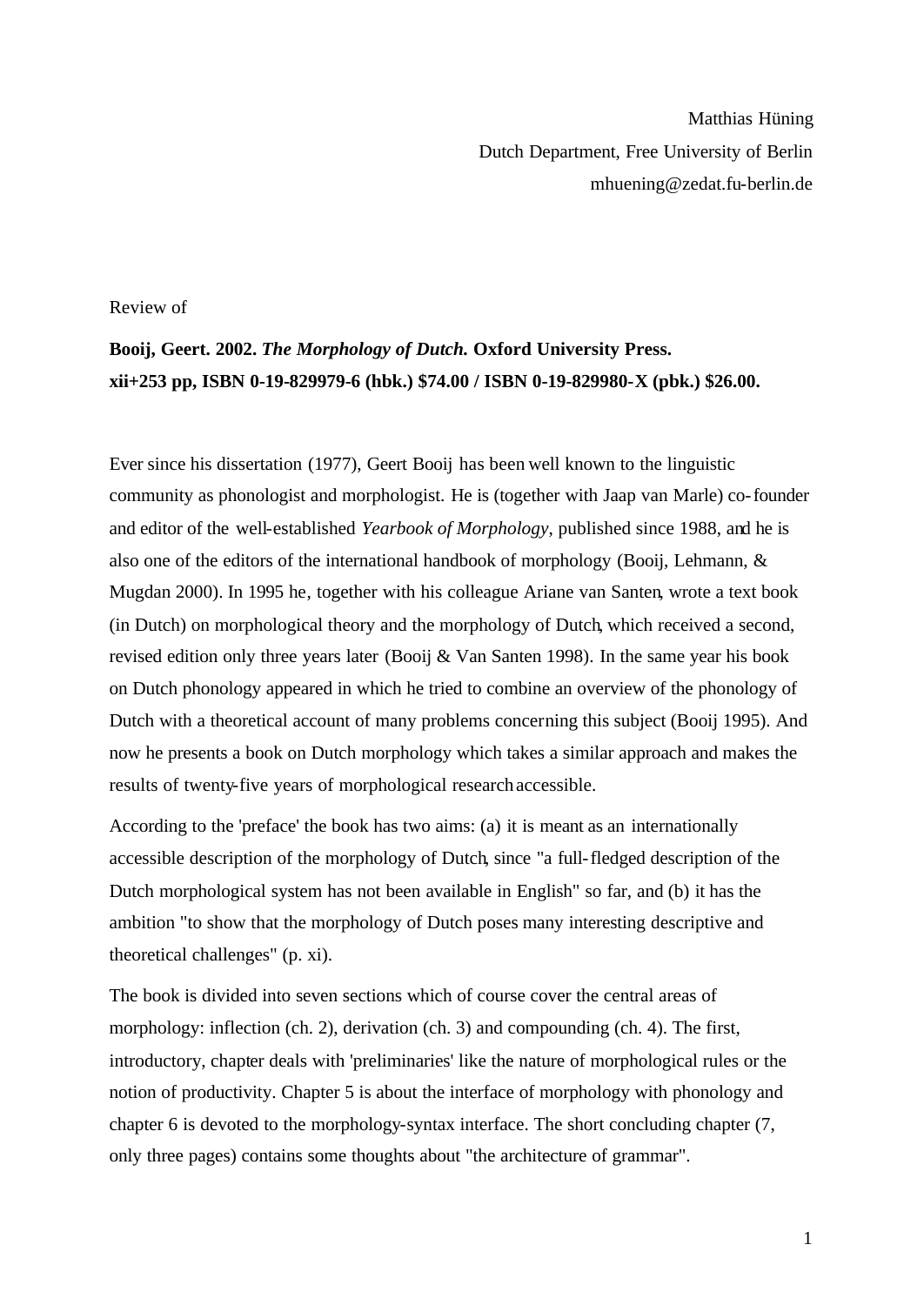Matthias Hüning
Dutch Department, Free University of Berlin
mhuening@zedat.fu-berlin.de

Review of

**Booij, Geert. 2002. *The Morphology of Dutch.* Oxford University Press.**
**xii+253 pp, ISBN 0-19-829979-6 (hbk.) $74.00 / ISBN 0-19-829980-X (pbk.) $26.00.**

Ever since his dissertation (1977), Geert Booij has been well known to the linguistic community as phonologist and morphologist. He is (together with Jaap van Marle) co-founder and editor of the well-established *Yearbook of Morphology*, published since 1988, and he is also one of the editors of the international handbook of morphology (Booij, Lehmann, & Mugdan 2000). In 1995 he, together with his colleague Ariane van Santen, wrote a text book (in Dutch) on morphological theory and the morphology of Dutch, which received a second, revised edition only three years later (Booij & Van Santen 1998). In the same year his book on Dutch phonology appeared in which he tried to combine an overview of the phonology of Dutch with a theoretical account of many problems concerning this subject (Booij 1995). And now he presents a book on Dutch morphology which takes a similar approach and makes the results of twenty-five years of morphological research accessible.

According to the 'preface' the book has two aims: (a) it is meant as an internationally accessible description of the morphology of Dutch, since "a full-fledged description of the Dutch morphological system has not been available in English" so far, and (b) it has the ambition "to show that the morphology of Dutch poses many interesting descriptive and theoretical challenges" (p. xi).

The book is divided into seven sections which of course cover the central areas of morphology: inflection (ch. 2), derivation (ch. 3) and compounding (ch. 4). The first, introductory, chapter deals with 'preliminaries' like the nature of morphological rules or the notion of productivity. Chapter 5 is about the interface of morphology with phonology and chapter 6 is devoted to the morphology-syntax interface. The short concluding chapter (7, only three pages) contains some thoughts about "the architecture of grammar".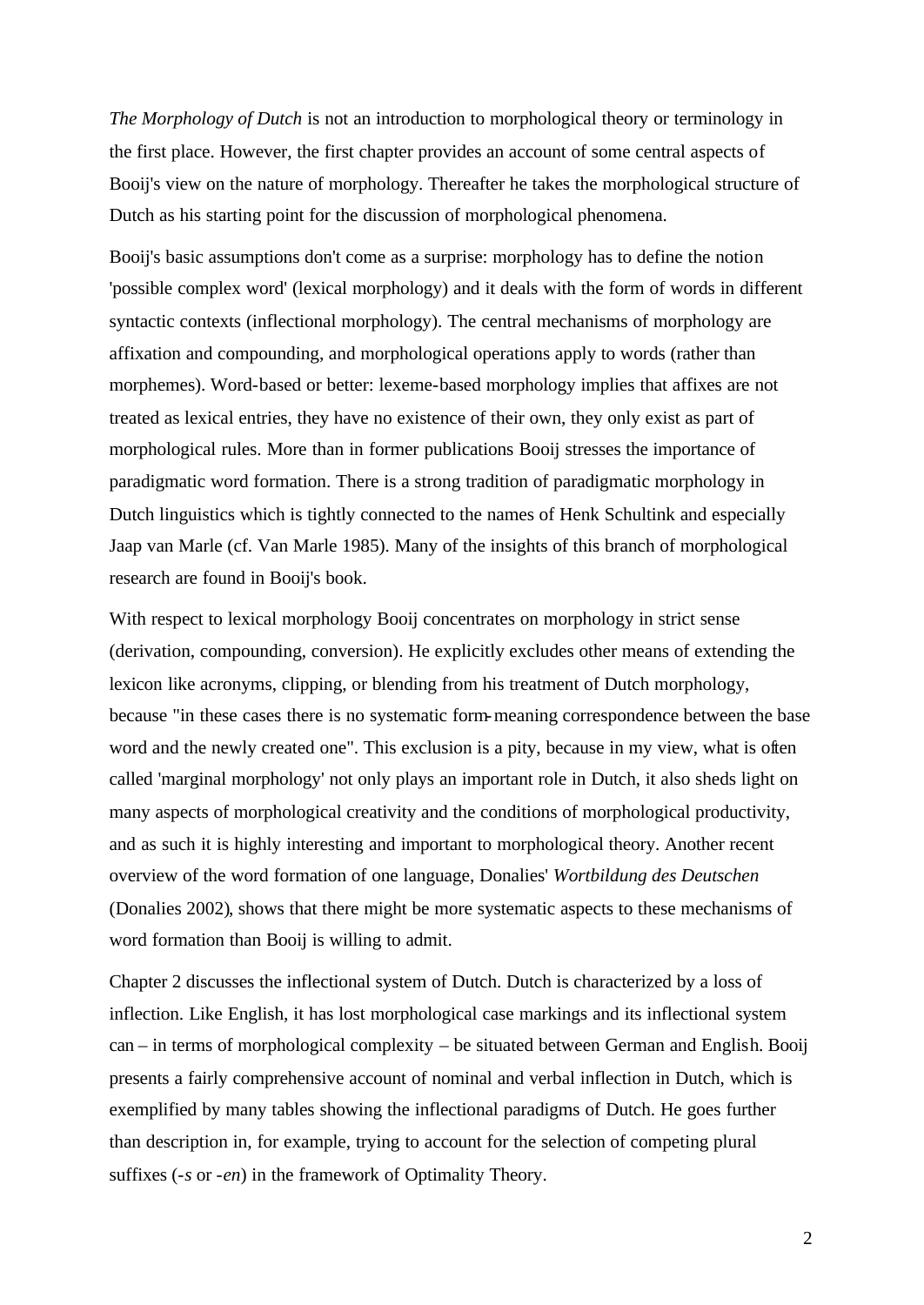*The Morphology of Dutch* is not an introduction to morphological theory or terminology in the first place. However, the first chapter provides an account of some central aspects of Booij's view on the nature of morphology. Thereafter he takes the morphological structure of Dutch as his starting point for the discussion of morphological phenomena.

Booij's basic assumptions don't come as a surprise: morphology has to define the notion 'possible complex word' (lexical morphology) and it deals with the form of words in different syntactic contexts (inflectional morphology). The central mechanisms of morphology are affixation and compounding, and morphological operations apply to words (rather than morphemes). Word-based or better: lexeme-based morphology implies that affixes are not treated as lexical entries, they have no existence of their own, they only exist as part of morphological rules. More than in former publications Booij stresses the importance of paradigmatic word formation. There is a strong tradition of paradigmatic morphology in Dutch linguistics which is tightly connected to the names of Henk Schultink and especially Jaap van Marle (cf. Van Marle 1985). Many of the insights of this branch of morphological research are found in Booij's book.

With respect to lexical morphology Booij concentrates on morphology in strict sense (derivation, compounding, conversion). He explicitly excludes other means of extending the lexicon like acronyms, clipping, or blending from his treatment of Dutch morphology, because "in these cases there is no systematic form-meaning correspondence between the base word and the newly created one". This exclusion is a pity, because in my view, what is often called 'marginal morphology' not only plays an important role in Dutch, it also sheds light on many aspects of morphological creativity and the conditions of morphological productivity, and as such it is highly interesting and important to morphological theory. Another recent overview of the word formation of one language, Donalies' *Wortbildung des Deutschen* (Donalies 2002), shows that there might be more systematic aspects to these mechanisms of word formation than Booij is willing to admit.

Chapter 2 discusses the inflectional system of Dutch. Dutch is characterized by a loss of inflection. Like English, it has lost morphological case markings and its inflectional system can – in terms of morphological complexity – be situated between German and English. Booij presents a fairly comprehensive account of nominal and verbal inflection in Dutch, which is exemplified by many tables showing the inflectional paradigms of Dutch. He goes further than description in, for example, trying to account for the selection of competing plural suffixes (*-s* or *-en*) in the framework of Optimality Theory.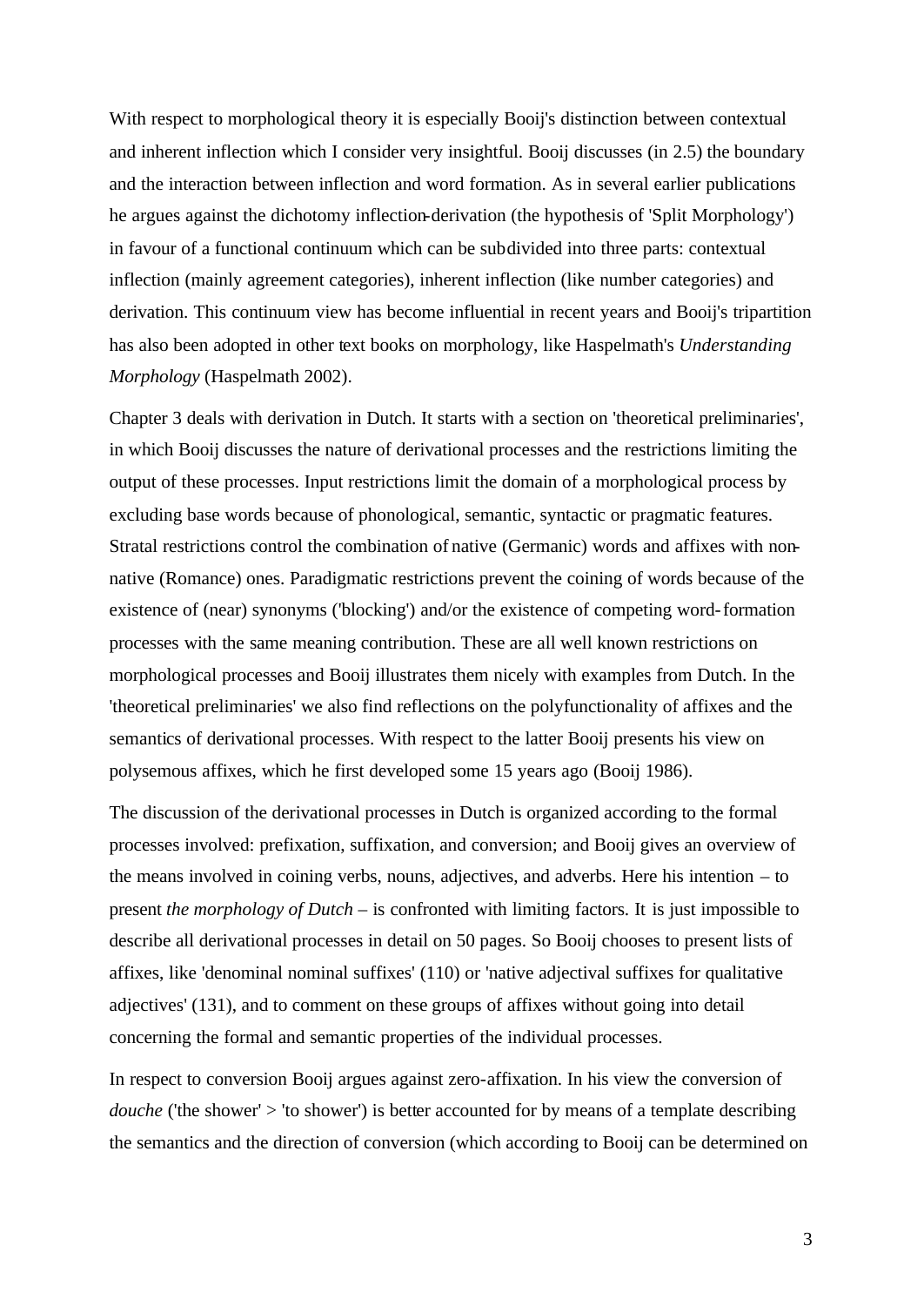With respect to morphological theory it is especially Booij's distinction between contextual and inherent inflection which I consider very insightful. Booij discusses (in 2.5) the boundary and the interaction between inflection and word formation. As in several earlier publications he argues against the dichotomy inflection-derivation (the hypothesis of 'Split Morphology') in favour of a functional continuum which can be subdivided into three parts: contextual inflection (mainly agreement categories), inherent inflection (like number categories) and derivation. This continuum view has become influential in recent years and Booij's tripartition has also been adopted in other text books on morphology, like Haspelmath's *Understanding Morphology* (Haspelmath 2002).

Chapter 3 deals with derivation in Dutch. It starts with a section on 'theoretical preliminaries', in which Booij discusses the nature of derivational processes and the restrictions limiting the output of these processes. Input restrictions limit the domain of a morphological process by excluding base words because of phonological, semantic, syntactic or pragmatic features. Stratal restrictions control the combination of native (Germanic) words and affixes with non-native (Romance) ones. Paradigmatic restrictions prevent the coining of words because of the existence of (near) synonyms ('blocking') and/or the existence of competing word-formation processes with the same meaning contribution. These are all well known restrictions on morphological processes and Booij illustrates them nicely with examples from Dutch. In the 'theoretical preliminaries' we also find reflections on the polyfunctionality of affixes and the semantics of derivational processes. With respect to the latter Booij presents his view on polysemous affixes, which he first developed some 15 years ago (Booij 1986).

The discussion of the derivational processes in Dutch is organized according to the formal processes involved: prefixation, suffixation, and conversion; and Booij gives an overview of the means involved in coining verbs, nouns, adjectives, and adverbs. Here his intention – to present *the morphology of Dutch* – is confronted with limiting factors. It is just impossible to describe all derivational processes in detail on 50 pages. So Booij chooses to present lists of affixes, like 'denominal nominal suffixes' (110) or 'native adjectival suffixes for qualitative adjectives' (131), and to comment on these groups of affixes without going into detail concerning the formal and semantic properties of the individual processes.

In respect to conversion Booij argues against zero-affixation. In his view the conversion of *douche* ('the shower' > 'to shower') is better accounted for by means of a template describing the semantics and the direction of conversion (which according to Booij can be determined on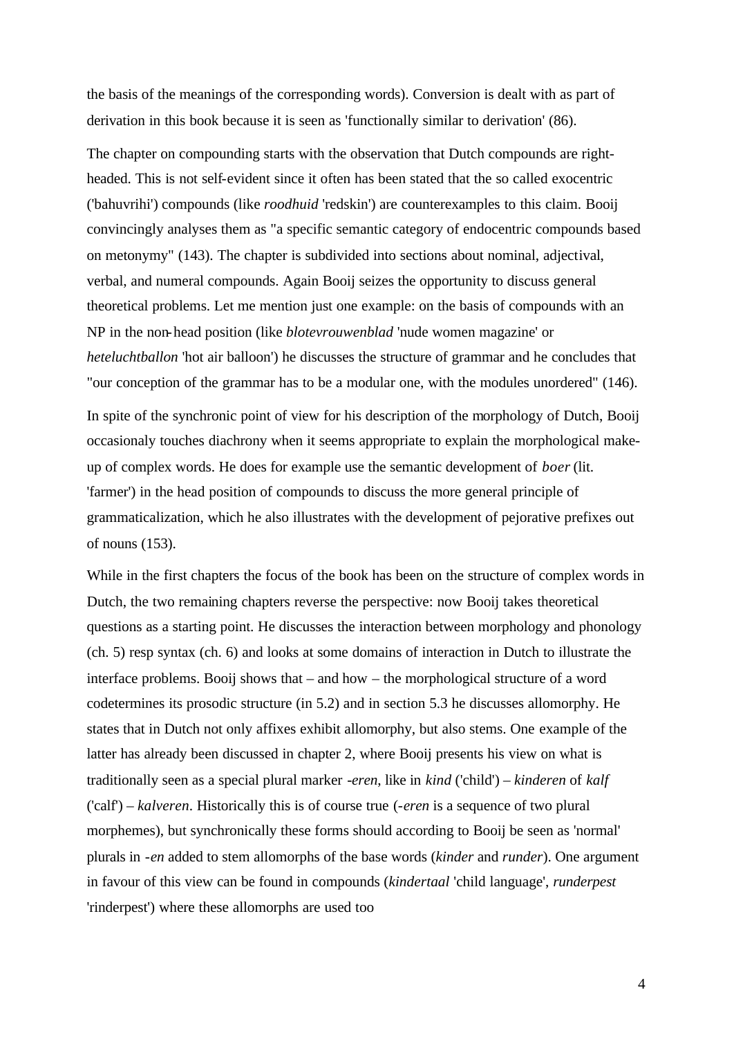the basis of the meanings of the corresponding words). Conversion is dealt with as part of derivation in this book because it is seen as 'functionally similar to derivation' (86).

The chapter on compounding starts with the observation that Dutch compounds are right-headed. This is not self-evident since it often has been stated that the so called exocentric ('bahuvrihi') compounds (like *roodhuid* 'redskin') are counterexamples to this claim. Booij convincingly analyses them as "a specific semantic category of endocentric compounds based on metonymy" (143). The chapter is subdivided into sections about nominal, adjectival, verbal, and numeral compounds. Again Booij seizes the opportunity to discuss general theoretical problems. Let me mention just one example: on the basis of compounds with an NP in the non-head position (like *blotevrouwenblad* 'nude women magazine' or *heteluchtballon* 'hot air balloon') he discusses the structure of grammar and he concludes that "our conception of the grammar has to be a modular one, with the modules unordered" (146).

In spite of the synchronic point of view for his description of the morphology of Dutch, Booij occasionaly touches diachrony when it seems appropriate to explain the morphological make-up of complex words. He does for example use the semantic development of *boer* (lit. 'farmer') in the head position of compounds to discuss the more general principle of grammaticalization, which he also illustrates with the development of pejorative prefixes out of nouns (153).

While in the first chapters the focus of the book has been on the structure of complex words in Dutch, the two remaining chapters reverse the perspective: now Booij takes theoretical questions as a starting point. He discusses the interaction between morphology and phonology (ch. 5) resp syntax (ch. 6) and looks at some domains of interaction in Dutch to illustrate the interface problems. Booij shows that – and how – the morphological structure of a word codetermines its prosodic structure (in 5.2) and in section 5.3 he discusses allomorphy. He states that in Dutch not only affixes exhibit allomorphy, but also stems. One example of the latter has already been discussed in chapter 2, where Booij presents his view on what is traditionally seen as a special plural marker *-eren*, like in *kind* ('child') – *kinderen* of *kalf* ('calf') – *kalveren*. Historically this is of course true (*-eren* is a sequence of two plural morphemes), but synchronically these forms should according to Booij be seen as 'normal' plurals in *-en* added to stem allomorphs of the base words (*kinder* and *runder*). One argument in favour of this view can be found in compounds (*kindertaal* 'child language', *runderpest* 'rinderpest') where these allomorphs are used too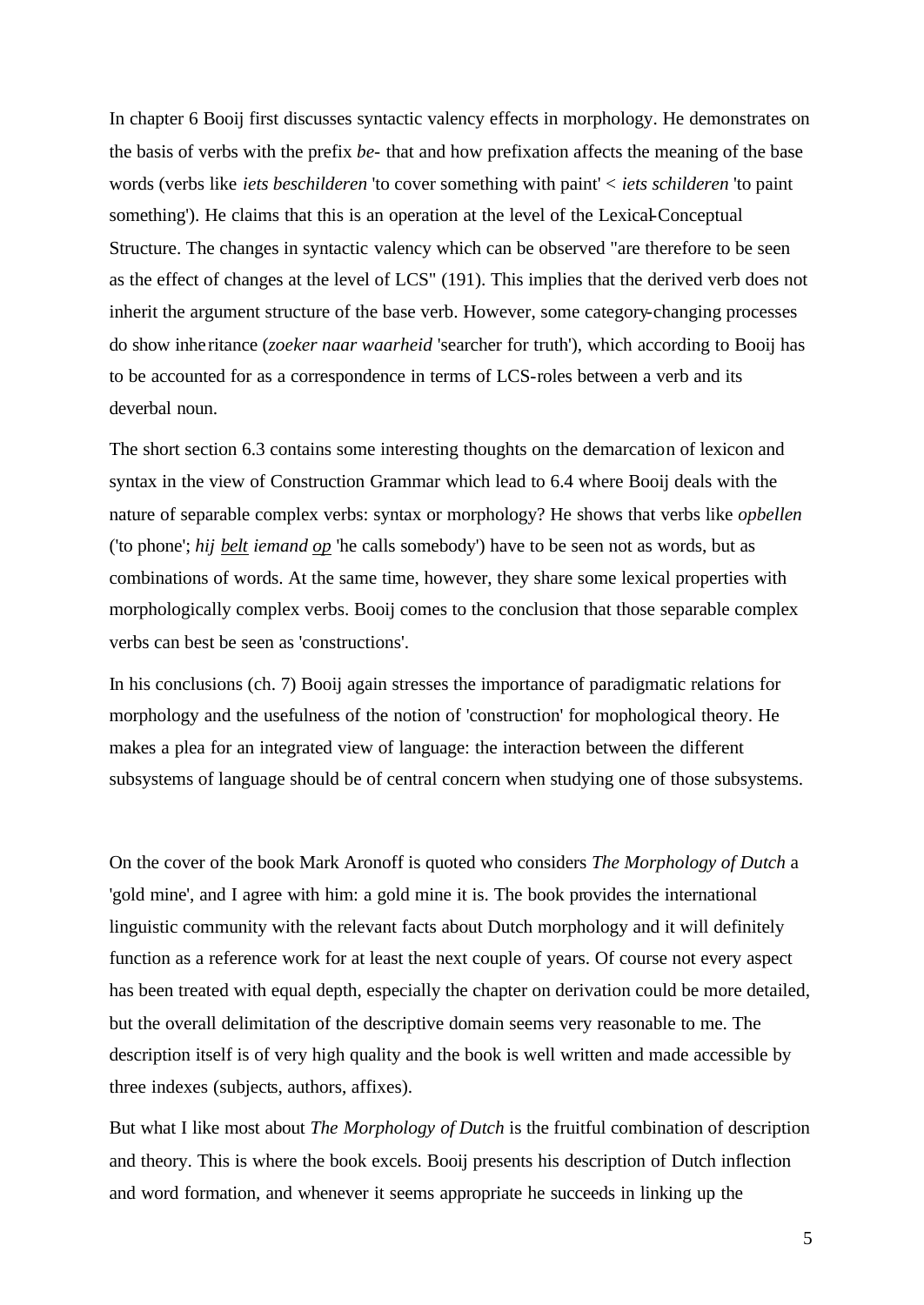In chapter 6 Booij first discusses syntactic valency effects in morphology. He demonstrates on the basis of verbs with the prefix *be-* that and how prefixation affects the meaning of the base words (verbs like *iets beschilderen* 'to cover something with paint' < *iets schilderen* 'to paint something'). He claims that this is an operation at the level of the Lexical-Conceptual Structure. The changes in syntactic valency which can be observed "are therefore to be seen as the effect of changes at the level of LCS" (191). This implies that the derived verb does not inherit the argument structure of the base verb. However, some category-changing processes do show inheritance (*zoeker naar waarheid* 'searcher for truth'), which according to Booij has to be accounted for as a correspondence in terms of LCS-roles between a verb and its deverbal noun.

The short section 6.3 contains some interesting thoughts on the demarcation of lexicon and syntax in the view of Construction Grammar which lead to 6.4 where Booij deals with the nature of separable complex verbs: syntax or morphology? He shows that verbs like *opbellen* ('to phone'; *hij <u>belt</u> iemand <u>op</u>* 'he calls somebody') have to be seen not as words, but as combinations of words. At the same time, however, they share some lexical properties with morphologically complex verbs. Booij comes to the conclusion that those separable complex verbs can best be seen as 'constructions'.

In his conclusions (ch. 7) Booij again stresses the importance of paradigmatic relations for morphology and the usefulness of the notion of 'construction' for mophological theory. He makes a plea for an integrated view of language: the interaction between the different subsystems of language should be of central concern when studying one of those subsystems.

On the cover of the book Mark Aronoff is quoted who considers *The Morphology of Dutch* a 'gold mine', and I agree with him: a gold mine it is. The book provides the international linguistic community with the relevant facts about Dutch morphology and it will definitely function as a reference work for at least the next couple of years. Of course not every aspect has been treated with equal depth, especially the chapter on derivation could be more detailed, but the overall delimitation of the descriptive domain seems very reasonable to me. The description itself is of very high quality and the book is well written and made accessible by three indexes (subjects, authors, affixes).

But what I like most about *The Morphology of Dutch* is the fruitful combination of description and theory. This is where the book excels. Booij presents his description of Dutch inflection and word formation, and whenever it seems appropriate he succeeds in linking up the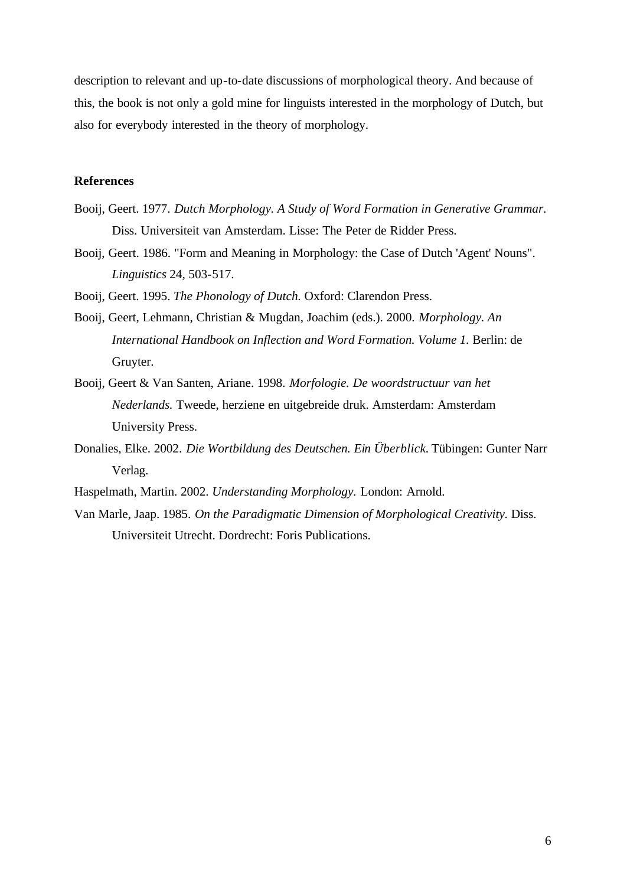description to relevant and up-to-date discussions of morphological theory. And because of this, the book is not only a gold mine for linguists interested in the morphology of Dutch, but also for everybody interested in the theory of morphology.

**References**

Booij, Geert. 1977. *Dutch Morphology. A Study of Word Formation in Generative Grammar.* Diss. Universiteit van Amsterdam. Lisse: The Peter de Ridder Press.

Booij, Geert. 1986. "Form and Meaning in Morphology: the Case of Dutch 'Agent' Nouns". *Linguistics* 24, 503-517.

Booij, Geert. 1995. *The Phonology of Dutch.* Oxford: Clarendon Press.

Booij, Geert, Lehmann, Christian & Mugdan, Joachim (eds.). 2000. *Morphology. An International Handbook on Inflection and Word Formation. Volume 1.* Berlin: de Gruyter.

Booij, Geert & Van Santen, Ariane. 1998. *Morfologie. De woordstructuur van het Nederlands.* Tweede, herziene en uitgebreide druk. Amsterdam: Amsterdam University Press.

Donalies, Elke. 2002. *Die Wortbildung des Deutschen. Ein Überblick.* Tübingen: Gunter Narr Verlag.

Haspelmath, Martin. 2002. *Understanding Morphology.* London: Arnold.

Van Marle, Jaap. 1985. *On the Paradigmatic Dimension of Morphological Creativity.* Diss. Universiteit Utrecht. Dordrecht: Foris Publications.